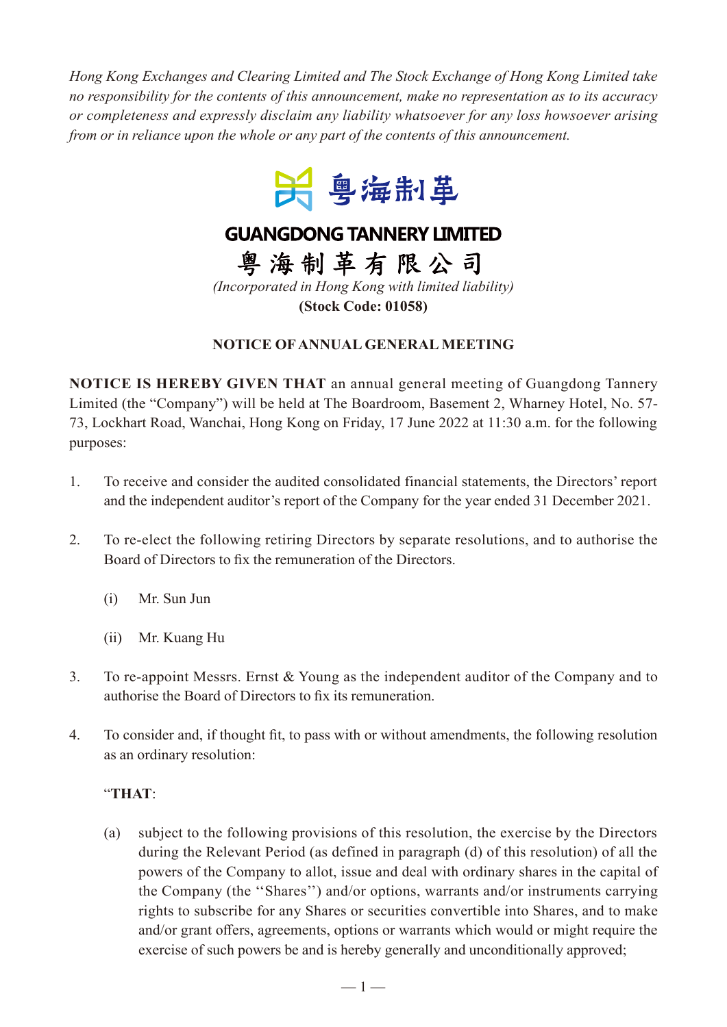*Hong Kong Exchanges and Clearing Limited and The Stock Exchange of Hong Kong Limited take no responsibility for the contents of this announcement, make no representation as to its accuracy or completeness and expressly disclaim any liability whatsoever for any loss howsoever arising from or in reliance upon the whole or any part of the contents of this announcement.*

粵海制革

# GUANGDONG TANNERY LIMITED

# 粵海制革有限公司

*(Incorporated in Hong Kong with limited liability)*

**(Stock Code: 01058)**

## NOTICE OF ANNUAL GENERAL MEETING

**NOTICE IS HEREBY GIVEN THAT** an annual general meeting of Guangdong Tannery Limited (the "Company") will be held at The Boardroom, Basement 2, Wharney Hotel, No. 57-73, Lockhart Road, Wanchai, Hong Kong on Friday, 17 June 2022 at 11:30 a.m. for the following purposes:

1. To receive and consider the audited consolidated financial statements, the Directors' report and the independent auditor's report of the Company for the year ended 31 December 2021.

2. To re-elect the following retiring Directors by separate resolutions, and to authorise the Board of Directors to fix the remuneration of the Directors.

   (i) Mr. Sun Jun

   (ii) Mr. Kuang Hu

3. To re-appoint Messrs. Ernst & Young as the independent auditor of the Company and to authorise the Board of Directors to fix its remuneration.

4. To consider and, if thought fit, to pass with or without amendments, the following resolution as an ordinary resolution:

   "**THAT**:

   (a) subject to the following provisions of this resolution, the exercise by the Directors during the Relevant Period (as defined in paragraph (d) of this resolution) of all the powers of the Company to allot, issue and deal with ordinary shares in the capital of the Company (the ''Shares'') and/or options, warrants and/or instruments carrying rights to subscribe for any Shares or securities convertible into Shares, and to make and/or grant offers, agreements, options or warrants which would or might require the exercise of such powers be and is hereby generally and unconditionally approved;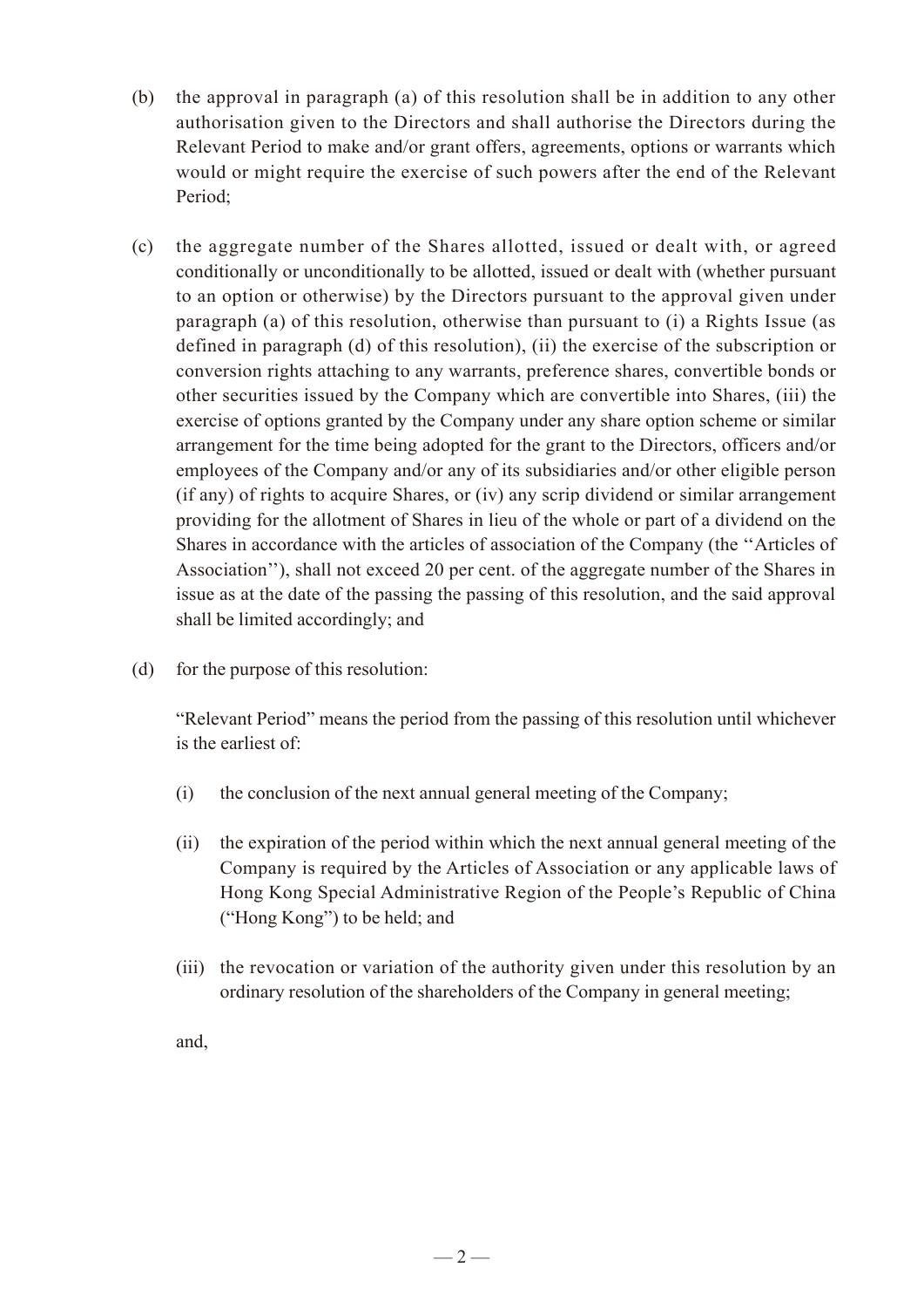(b) the approval in paragraph (a) of this resolution shall be in addition to any other authorisation given to the Directors and shall authorise the Directors during the Relevant Period to make and/or grant offers, agreements, options or warrants which would or might require the exercise of such powers after the end of the Relevant Period;

(c) the aggregate number of the Shares allotted, issued or dealt with, or agreed conditionally or unconditionally to be allotted, issued or dealt with (whether pursuant to an option or otherwise) by the Directors pursuant to the approval given under paragraph (a) of this resolution, otherwise than pursuant to (i) a Rights Issue (as defined in paragraph (d) of this resolution), (ii) the exercise of the subscription or conversion rights attaching to any warrants, preference shares, convertible bonds or other securities issued by the Company which are convertible into Shares, (iii) the exercise of options granted by the Company under any share option scheme or similar arrangement for the time being adopted for the grant to the Directors, officers and/or employees of the Company and/or any of its subsidiaries and/or other eligible person (if any) of rights to acquire Shares, or (iv) any scrip dividend or similar arrangement providing for the allotment of Shares in lieu of the whole or part of a dividend on the Shares in accordance with the articles of association of the Company (the ''Articles of Association''), shall not exceed 20 per cent. of the aggregate number of the Shares in issue as at the date of the passing the passing of this resolution, and the said approval shall be limited accordingly; and

(d) for the purpose of this resolution:

"Relevant Period" means the period from the passing of this resolution until whichever is the earliest of:

(i) the conclusion of the next annual general meeting of the Company;

(ii) the expiration of the period within which the next annual general meeting of the Company is required by the Articles of Association or any applicable laws of Hong Kong Special Administrative Region of the People's Republic of China ("Hong Kong") to be held; and

(iii) the revocation or variation of the authority given under this resolution by an ordinary resolution of the shareholders of the Company in general meeting;

and,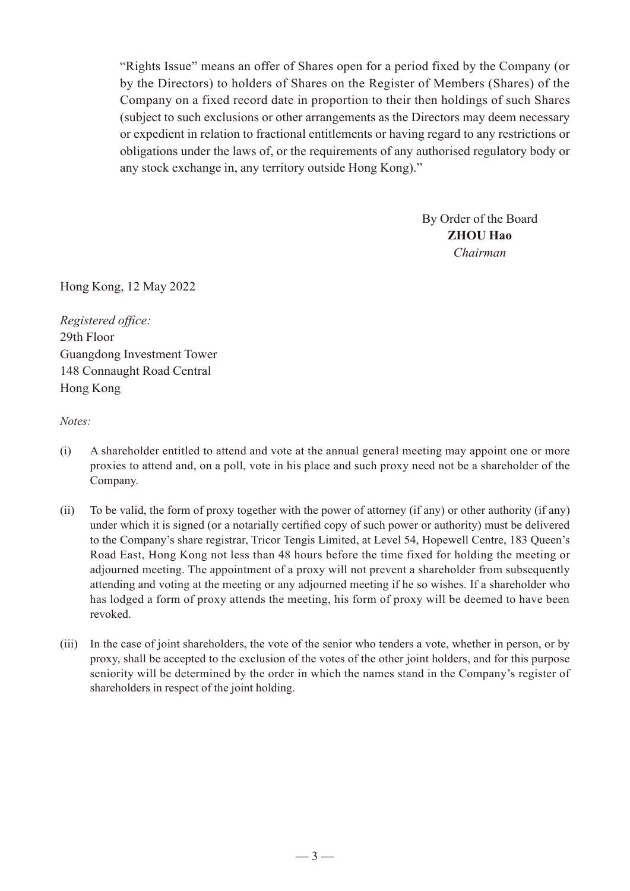"Rights Issue" means an offer of Shares open for a period fixed by the Company (or by the Directors) to holders of Shares on the Register of Members (Shares) of the Company on a fixed record date in proportion to their then holdings of such Shares (subject to such exclusions or other arrangements as the Directors may deem necessary or expedient in relation to fractional entitlements or having regard to any restrictions or obligations under the laws of, or the requirements of any authorised regulatory body or any stock exchange in, any territory outside Hong Kong)."

By Order of the Board
**ZHOU Hao**
*Chairman*

Hong Kong, 12 May 2022

*Registered office:*
29th Floor
Guangdong Investment Tower
148 Connaught Road Central
Hong Kong

*Notes:*

(i) A shareholder entitled to attend and vote at the annual general meeting may appoint one or more proxies to attend and, on a poll, vote in his place and such proxy need not be a shareholder of the Company.

(ii) To be valid, the form of proxy together with the power of attorney (if any) or other authority (if any) under which it is signed (or a notarially certified copy of such power or authority) must be delivered to the Company's share registrar, Tricor Tengis Limited, at Level 54, Hopewell Centre, 183 Queen's Road East, Hong Kong not less than 48 hours before the time fixed for holding the meeting or adjourned meeting. The appointment of a proxy will not prevent a shareholder from subsequently attending and voting at the meeting or any adjourned meeting if he so wishes. If a shareholder who has lodged a form of proxy attends the meeting, his form of proxy will be deemed to have been revoked.

(iii) In the case of joint shareholders, the vote of the senior who tenders a vote, whether in person, or by proxy, shall be accepted to the exclusion of the votes of the other joint holders, and for this purpose seniority will be determined by the order in which the names stand in the Company's register of shareholders in respect of the joint holding.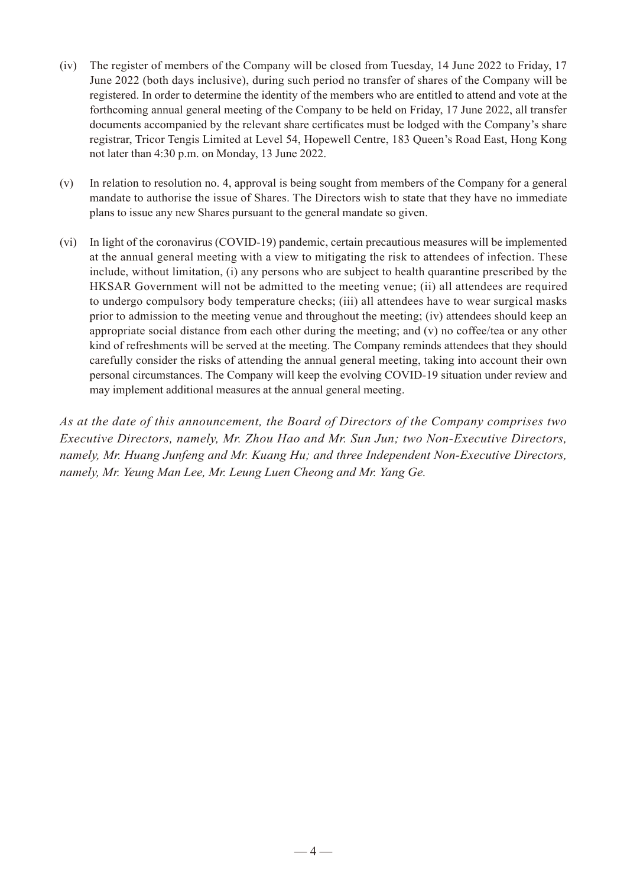(iv) The register of members of the Company will be closed from Tuesday, 14 June 2022 to Friday, 17 June 2022 (both days inclusive), during such period no transfer of shares of the Company will be registered. In order to determine the identity of the members who are entitled to attend and vote at the forthcoming annual general meeting of the Company to be held on Friday, 17 June 2022, all transfer documents accompanied by the relevant share certificates must be lodged with the Company's share registrar, Tricor Tengis Limited at Level 54, Hopewell Centre, 183 Queen's Road East, Hong Kong not later than 4:30 p.m. on Monday, 13 June 2022.

(v) In relation to resolution no. 4, approval is being sought from members of the Company for a general mandate to authorise the issue of Shares. The Directors wish to state that they have no immediate plans to issue any new Shares pursuant to the general mandate so given.

(vi) In light of the coronavirus (COVID-19) pandemic, certain precautious measures will be implemented at the annual general meeting with a view to mitigating the risk to attendees of infection. These include, without limitation, (i) any persons who are subject to health quarantine prescribed by the HKSAR Government will not be admitted to the meeting venue; (ii) all attendees are required to undergo compulsory body temperature checks; (iii) all attendees have to wear surgical masks prior to admission to the meeting venue and throughout the meeting; (iv) attendees should keep an appropriate social distance from each other during the meeting; and (v) no coffee/tea or any other kind of refreshments will be served at the meeting. The Company reminds attendees that they should carefully consider the risks of attending the annual general meeting, taking into account their own personal circumstances. The Company will keep the evolving COVID-19 situation under review and may implement additional measures at the annual general meeting.

*As at the date of this announcement, the Board of Directors of the Company comprises two Executive Directors, namely, Mr. Zhou Hao and Mr. Sun Jun; two Non-Executive Directors, namely, Mr. Huang Junfeng and Mr. Kuang Hu; and three Independent Non-Executive Directors, namely, Mr. Yeung Man Lee, Mr. Leung Luen Cheong and Mr. Yang Ge.*